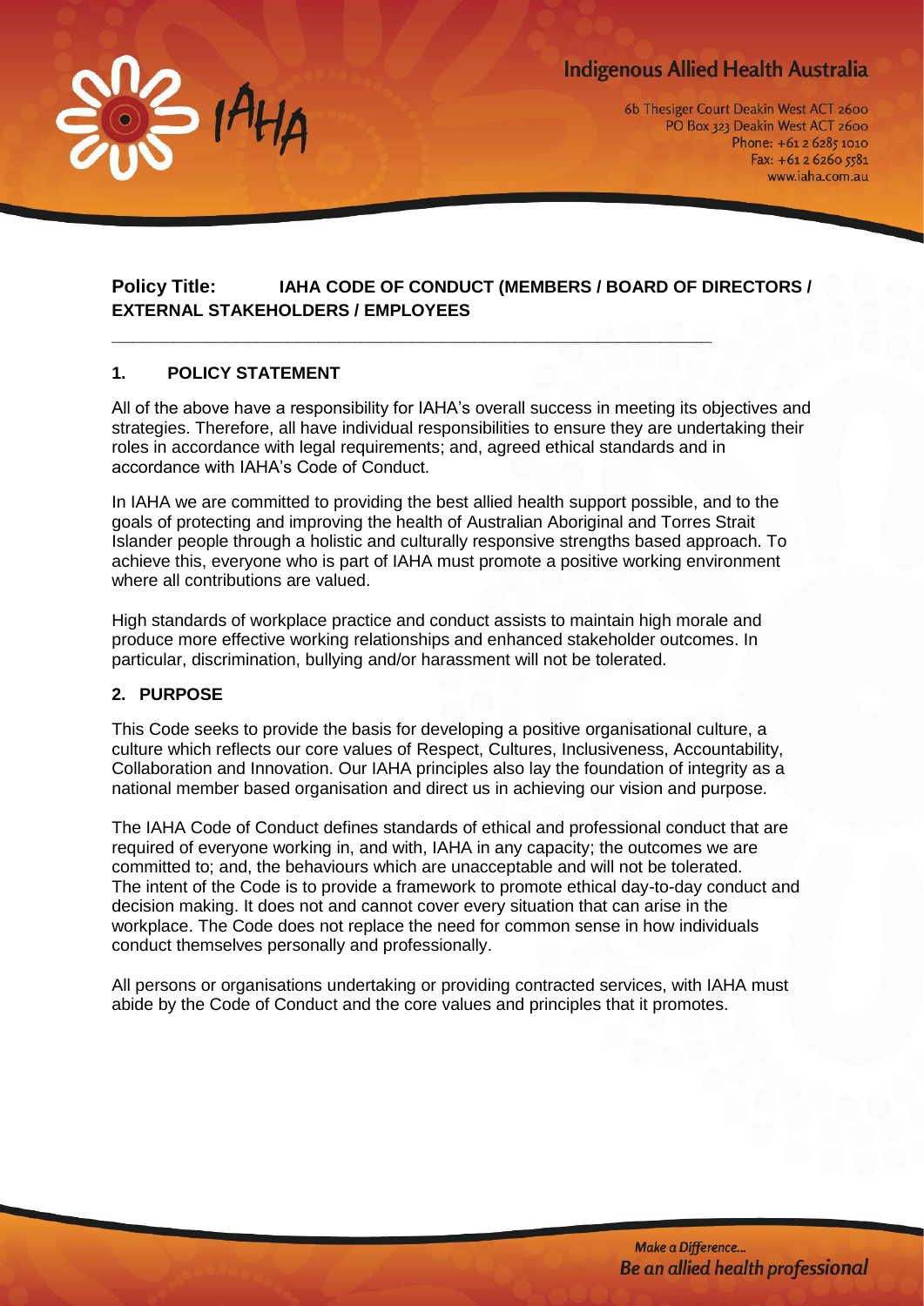**Policy Title: IAHA CODE OF CONDUCT (MEMBERS / BOARD OF DIRECTORS / EXTERNAL STAKEHOLDERS / EMPLOYEES**

## 1. POLICY STATEMENT

All of the above have a responsibility for IAHA's overall success in meeting its objectives and strategies. Therefore, all have individual responsibilities to ensure they are undertaking their roles in accordance with legal requirements; and, agreed ethical standards and in accordance with IAHA's Code of Conduct.

In IAHA we are committed to providing the best allied health support possible, and to the goals of protecting and improving the health of Australian Aboriginal and Torres Strait Islander people through a holistic and culturally responsive strengths based approach. To achieve this, everyone who is part of IAHA must promote a positive working environment where all contributions are valued.

High standards of workplace practice and conduct assists to maintain high morale and produce more effective working relationships and enhanced stakeholder outcomes. In particular, discrimination, bullying and/or harassment will not be tolerated.

## 2. PURPOSE

This Code seeks to provide the basis for developing a positive organisational culture, a culture which reflects our core values of Respect, Cultures, Inclusiveness, Accountability, Collaboration and Innovation. Our IAHA principles also lay the foundation of integrity as a national member based organisation and direct us in achieving our vision and purpose.

The IAHA Code of Conduct defines standards of ethical and professional conduct that are required of everyone working in, and with, IAHA in any capacity; the outcomes we are committed to; and, the behaviours which are unacceptable and will not be tolerated. The intent of the Code is to provide a framework to promote ethical day-to-day conduct and decision making. It does not and cannot cover every situation that can arise in the workplace. The Code does not replace the need for common sense in how individuals conduct themselves personally and professionally.

All persons or organisations undertaking or providing contracted services, with IAHA must abide by the Code of Conduct and the core values and principles that it promotes.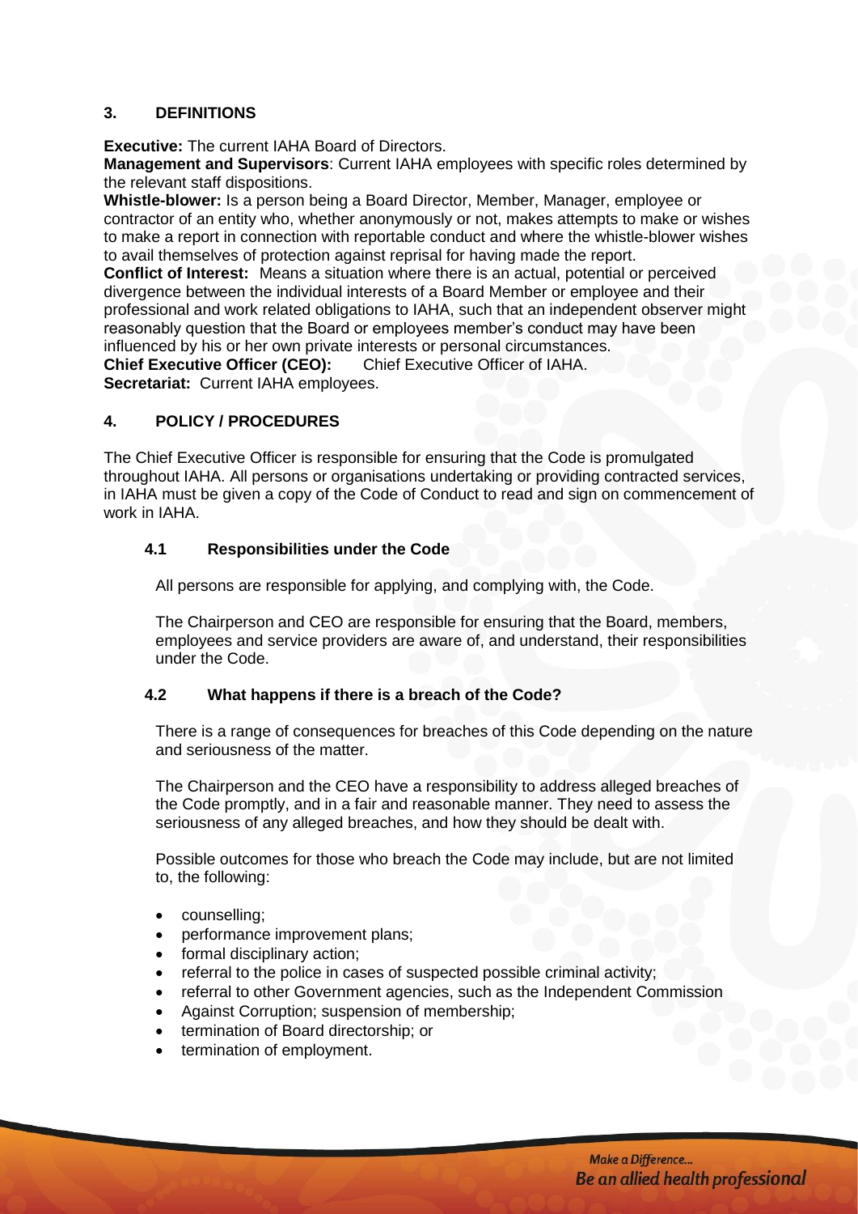## 3. DEFINITIONS

**Executive:** The current IAHA Board of Directors.
**Management and Supervisors**: Current IAHA employees with specific roles determined by the relevant staff dispositions.
**Whistle-blower:** Is a person being a Board Director, Member, Manager, employee or contractor of an entity who, whether anonymously or not, makes attempts to make or wishes to make a report in connection with reportable conduct and where the whistle-blower wishes to avail themselves of protection against reprisal for having made the report.
**Conflict of Interest:** Means a situation where there is an actual, potential or perceived divergence between the individual interests of a Board Member or employee and their professional and work related obligations to IAHA, such that an independent observer might reasonably question that the Board or employees member's conduct may have been influenced by his or her own private interests or personal circumstances.
**Chief Executive Officer (CEO):** Chief Executive Officer of IAHA.
**Secretariat:** Current IAHA employees.

## 4. POLICY / PROCEDURES

The Chief Executive Officer is responsible for ensuring that the Code is promulgated throughout IAHA. All persons or organisations undertaking or providing contracted services, in IAHA must be given a copy of the Code of Conduct to read and sign on commencement of work in IAHA.

### 4.1 Responsibilities under the Code

All persons are responsible for applying, and complying with, the Code.

The Chairperson and CEO are responsible for ensuring that the Board, members, employees and service providers are aware of, and understand, their responsibilities under the Code.

### 4.2 What happens if there is a breach of the Code?

There is a range of consequences for breaches of this Code depending on the nature and seriousness of the matter.

The Chairperson and the CEO have a responsibility to address alleged breaches of the Code promptly, and in a fair and reasonable manner. They need to assess the seriousness of any alleged breaches, and how they should be dealt with.

Possible outcomes for those who breach the Code may include, but are not limited to, the following:

- counselling;
- performance improvement plans;
- formal disciplinary action;
- referral to the police in cases of suspected possible criminal activity;
- referral to other Government agencies, such as the Independent Commission
- Against Corruption; suspension of membership;
- termination of Board directorship; or
- termination of employment.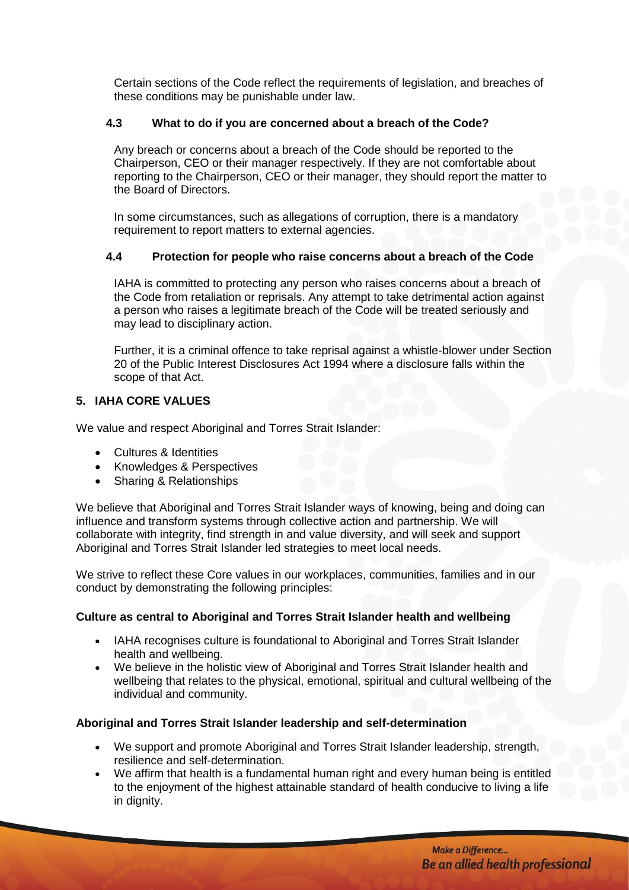Certain sections of the Code reflect the requirements of legislation, and breaches of these conditions may be punishable under law.

### 4.3 What to do if you are concerned about a breach of the Code?

Any breach or concerns about a breach of the Code should be reported to the Chairperson, CEO or their manager respectively. If they are not comfortable about reporting to the Chairperson, CEO or their manager, they should report the matter to the Board of Directors.

In some circumstances, such as allegations of corruption, there is a mandatory requirement to report matters to external agencies.

### 4.4 Protection for people who raise concerns about a breach of the Code

IAHA is committed to protecting any person who raises concerns about a breach of the Code from retaliation or reprisals. Any attempt to take detrimental action against a person who raises a legitimate breach of the Code will be treated seriously and may lead to disciplinary action.

Further, it is a criminal offence to take reprisal against a whistle-blower under Section 20 of the Public Interest Disclosures Act 1994 where a disclosure falls within the scope of that Act.

## 5. IAHA CORE VALUES

We value and respect Aboriginal and Torres Strait Islander:

- Cultures & Identities
- Knowledges & Perspectives
- Sharing & Relationships

We believe that Aboriginal and Torres Strait Islander ways of knowing, being and doing can influence and transform systems through collective action and partnership. We will collaborate with integrity, find strength in and value diversity, and will seek and support Aboriginal and Torres Strait Islander led strategies to meet local needs.

We strive to reflect these Core values in our workplaces, communities, families and in our conduct by demonstrating the following principles:

**Culture as central to Aboriginal and Torres Strait Islander health and wellbeing**

- IAHA recognises culture is foundational to Aboriginal and Torres Strait Islander health and wellbeing.
- We believe in the holistic view of Aboriginal and Torres Strait Islander health and wellbeing that relates to the physical, emotional, spiritual and cultural wellbeing of the individual and community.

**Aboriginal and Torres Strait Islander leadership and self-determination**

- We support and promote Aboriginal and Torres Strait Islander leadership, strength, resilience and self-determination.
- We affirm that health is a fundamental human right and every human being is entitled to the enjoyment of the highest attainable standard of health conducive to living a life in dignity.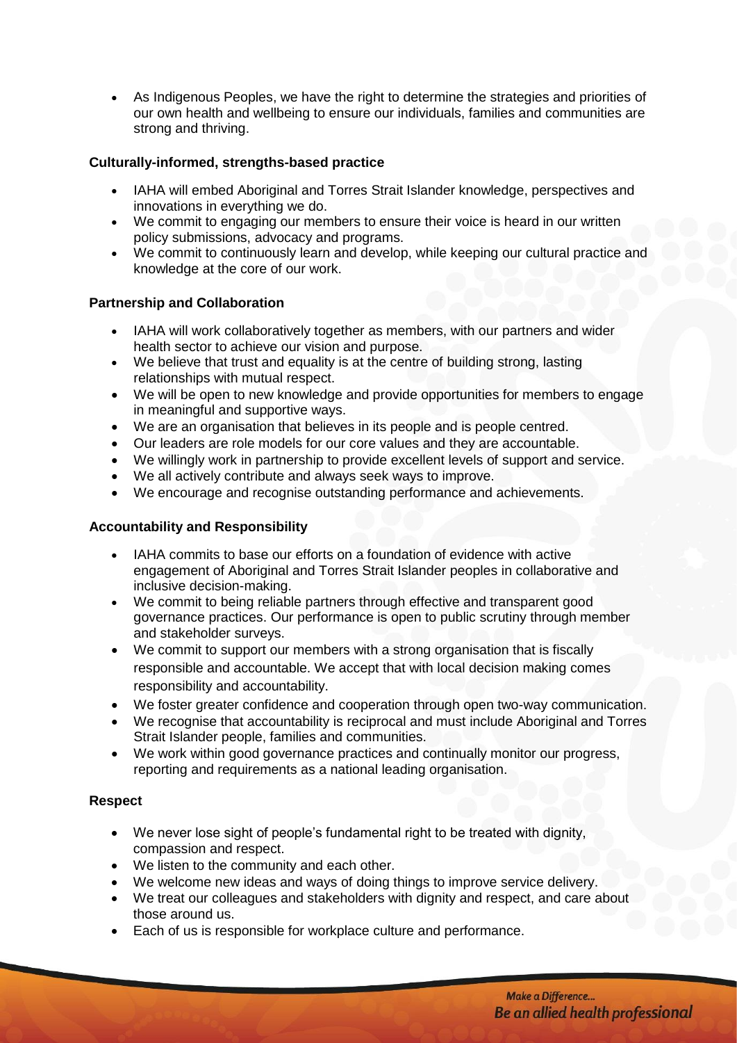- As Indigenous Peoples, we have the right to determine the strategies and priorities of our own health and wellbeing to ensure our individuals, families and communities are strong and thriving.

**Culturally-informed, strengths-based practice**

- IAHA will embed Aboriginal and Torres Strait Islander knowledge, perspectives and innovations in everything we do.
- We commit to engaging our members to ensure their voice is heard in our written policy submissions, advocacy and programs.
- We commit to continuously learn and develop, while keeping our cultural practice and knowledge at the core of our work.

**Partnership and Collaboration**

- IAHA will work collaboratively together as members, with our partners and wider health sector to achieve our vision and purpose.
- We believe that trust and equality is at the centre of building strong, lasting relationships with mutual respect.
- We will be open to new knowledge and provide opportunities for members to engage in meaningful and supportive ways.
- We are an organisation that believes in its people and is people centred.
- Our leaders are role models for our core values and they are accountable.
- We willingly work in partnership to provide excellent levels of support and service.
- We all actively contribute and always seek ways to improve.
- We encourage and recognise outstanding performance and achievements.

**Accountability and Responsibility**

- IAHA commits to base our efforts on a foundation of evidence with active engagement of Aboriginal and Torres Strait Islander peoples in collaborative and inclusive decision-making.
- We commit to being reliable partners through effective and transparent good governance practices. Our performance is open to public scrutiny through member and stakeholder surveys.
- We commit to support our members with a strong organisation that is fiscally responsible and accountable. We accept that with local decision making comes responsibility and accountability.
- We foster greater confidence and cooperation through open two-way communication.
- We recognise that accountability is reciprocal and must include Aboriginal and Torres Strait Islander people, families and communities.
- We work within good governance practices and continually monitor our progress, reporting and requirements as a national leading organisation.

**Respect**

- We never lose sight of people's fundamental right to be treated with dignity, compassion and respect.
- We listen to the community and each other.
- We welcome new ideas and ways of doing things to improve service delivery.
- We treat our colleagues and stakeholders with dignity and respect, and care about those around us.
- Each of us is responsible for workplace culture and performance.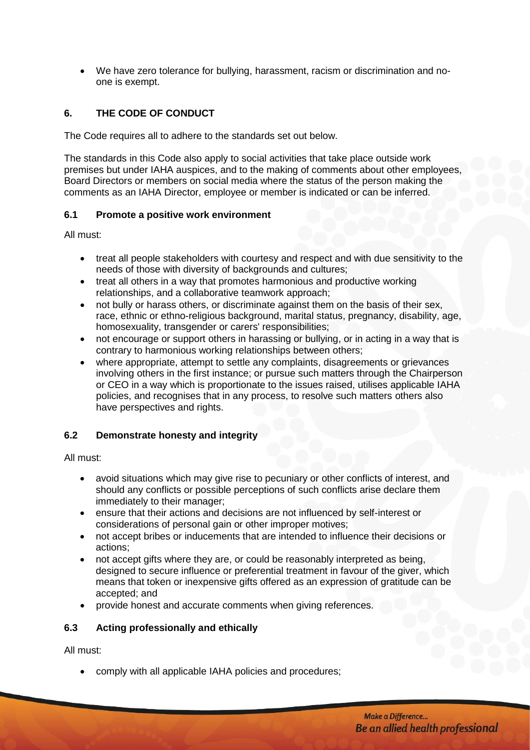- We have zero tolerance for bullying, harassment, racism or discrimination and no-one is exempt.

## 6. THE CODE OF CONDUCT

The Code requires all to adhere to the standards set out below.

The standards in this Code also apply to social activities that take place outside work premises but under IAHA auspices, and to the making of comments about other employees, Board Directors or members on social media where the status of the person making the comments as an IAHA Director, employee or member is indicated or can be inferred.

### 6.1 Promote a positive work environment

All must:

- treat all people stakeholders with courtesy and respect and with due sensitivity to the needs of those with diversity of backgrounds and cultures;
- treat all others in a way that promotes harmonious and productive working relationships, and a collaborative teamwork approach;
- not bully or harass others, or discriminate against them on the basis of their sex, race, ethnic or ethno-religious background, marital status, pregnancy, disability, age, homosexuality, transgender or carers' responsibilities;
- not encourage or support others in harassing or bullying, or in acting in a way that is contrary to harmonious working relationships between others;
- where appropriate, attempt to settle any complaints, disagreements or grievances involving others in the first instance; or pursue such matters through the Chairperson or CEO in a way which is proportionate to the issues raised, utilises applicable IAHA policies, and recognises that in any process, to resolve such matters others also have perspectives and rights.

### 6.2 Demonstrate honesty and integrity

All must:

- avoid situations which may give rise to pecuniary or other conflicts of interest, and should any conflicts or possible perceptions of such conflicts arise declare them immediately to their manager;
- ensure that their actions and decisions are not influenced by self-interest or considerations of personal gain or other improper motives;
- not accept bribes or inducements that are intended to influence their decisions or actions;
- not accept gifts where they are, or could be reasonably interpreted as being, designed to secure influence or preferential treatment in favour of the giver, which means that token or inexpensive gifts offered as an expression of gratitude can be accepted; and
- provide honest and accurate comments when giving references.

### 6.3 Acting professionally and ethically

All must:

- comply with all applicable IAHA policies and procedures;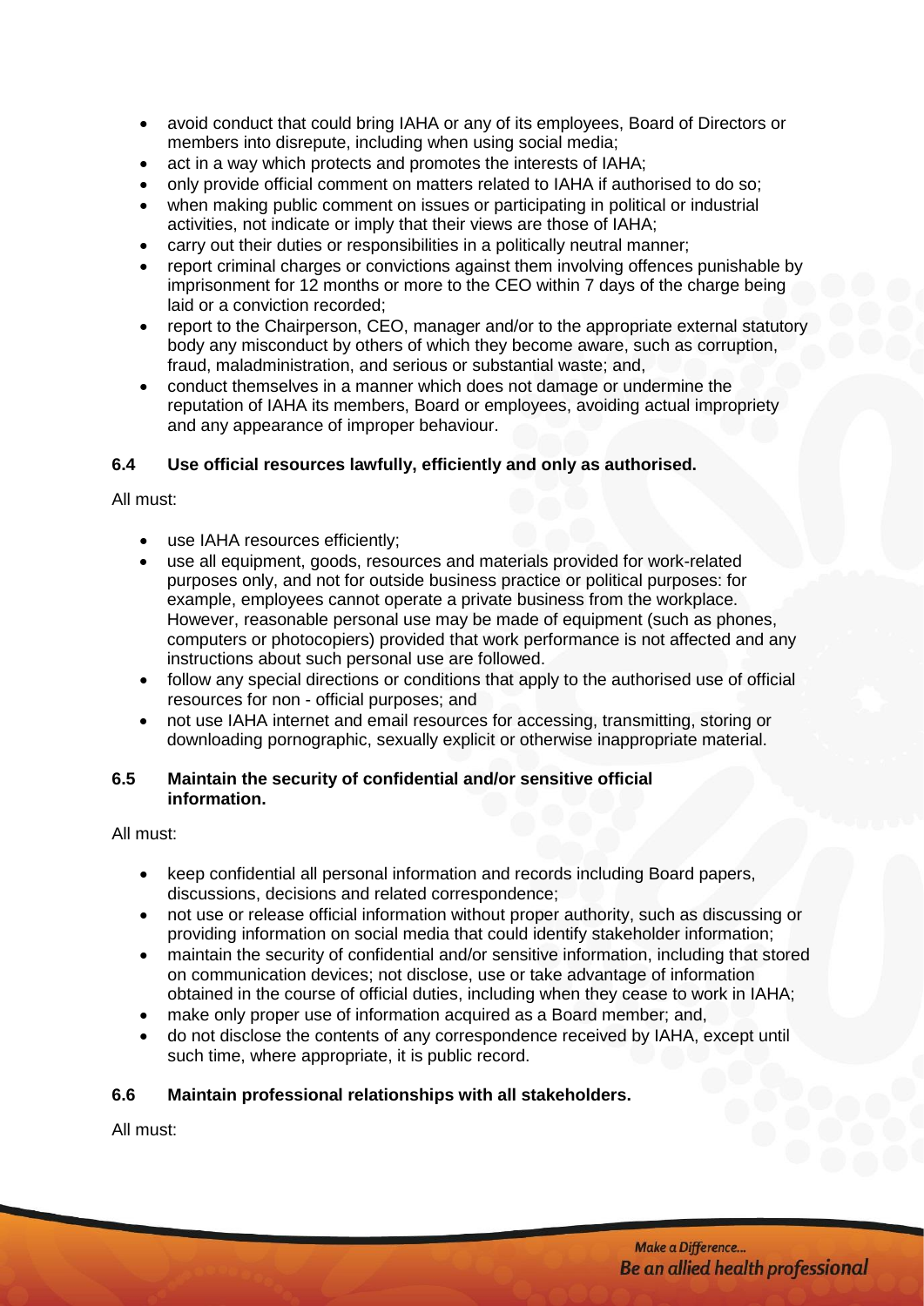- avoid conduct that could bring IAHA or any of its employees, Board of Directors or members into disrepute, including when using social media;
- act in a way which protects and promotes the interests of IAHA;
- only provide official comment on matters related to IAHA if authorised to do so;
- when making public comment on issues or participating in political or industrial activities, not indicate or imply that their views are those of IAHA;
- carry out their duties or responsibilities in a politically neutral manner;
- report criminal charges or convictions against them involving offences punishable by imprisonment for 12 months or more to the CEO within 7 days of the charge being laid or a conviction recorded;
- report to the Chairperson, CEO, manager and/or to the appropriate external statutory body any misconduct by others of which they become aware, such as corruption, fraud, maladministration, and serious or substantial waste; and,
- conduct themselves in a manner which does not damage or undermine the reputation of IAHA its members, Board or employees, avoiding actual impropriety and any appearance of improper behaviour.

### 6.4 Use official resources lawfully, efficiently and only as authorised.

All must:

- use IAHA resources efficiently;
- use all equipment, goods, resources and materials provided for work-related purposes only, and not for outside business practice or political purposes: for example, employees cannot operate a private business from the workplace. However, reasonable personal use may be made of equipment (such as phones, computers or photocopiers) provided that work performance is not affected and any instructions about such personal use are followed.
- follow any special directions or conditions that apply to the authorised use of official resources for non - official purposes; and
- not use IAHA internet and email resources for accessing, transmitting, storing or downloading pornographic, sexually explicit or otherwise inappropriate material.

### 6.5 Maintain the security of confidential and/or sensitive official information.

All must:

- keep confidential all personal information and records including Board papers, discussions, decisions and related correspondence;
- not use or release official information without proper authority, such as discussing or providing information on social media that could identify stakeholder information;
- maintain the security of confidential and/or sensitive information, including that stored on communication devices; not disclose, use or take advantage of information obtained in the course of official duties, including when they cease to work in IAHA;
- make only proper use of information acquired as a Board member; and,
- do not disclose the contents of any correspondence received by IAHA, except until such time, where appropriate, it is public record.

### 6.6 Maintain professional relationships with all stakeholders.

All must: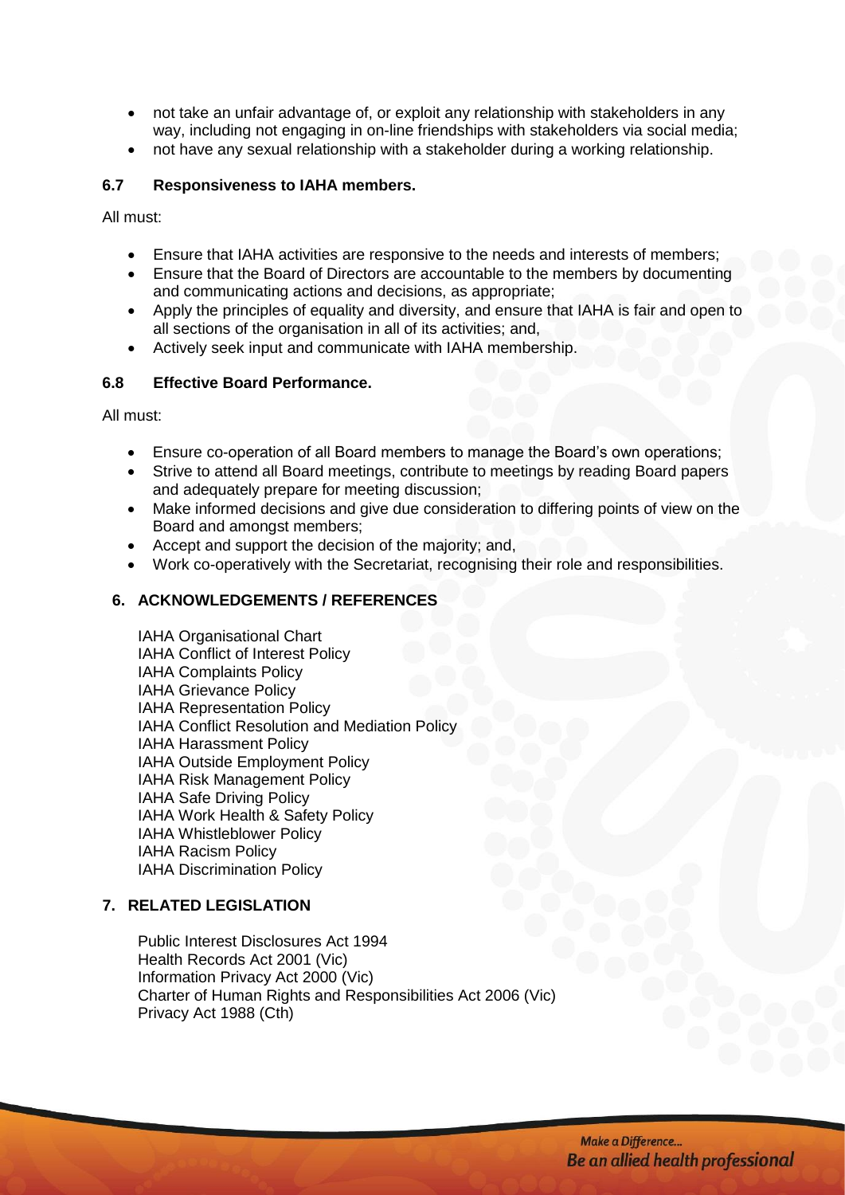- not take an unfair advantage of, or exploit any relationship with stakeholders in any way, including not engaging in on-line friendships with stakeholders via social media;
- not have any sexual relationship with a stakeholder during a working relationship.

### 6.7 Responsiveness to IAHA members.

All must:

- Ensure that IAHA activities are responsive to the needs and interests of members;
- Ensure that the Board of Directors are accountable to the members by documenting and communicating actions and decisions, as appropriate;
- Apply the principles of equality and diversity, and ensure that IAHA is fair and open to all sections of the organisation in all of its activities; and,
- Actively seek input and communicate with IAHA membership.

### 6.8 Effective Board Performance.

All must:

- Ensure co-operation of all Board members to manage the Board's own operations;
- Strive to attend all Board meetings, contribute to meetings by reading Board papers and adequately prepare for meeting discussion;
- Make informed decisions and give due consideration to differing points of view on the Board and amongst members;
- Accept and support the decision of the majority; and,
- Work co-operatively with the Secretariat, recognising their role and responsibilities.

## 6. ACKNOWLEDGEMENTS / REFERENCES

IAHA Organisational Chart
IAHA Conflict of Interest Policy
IAHA Complaints Policy
IAHA Grievance Policy
IAHA Representation Policy
IAHA Conflict Resolution and Mediation Policy
IAHA Harassment Policy
IAHA Outside Employment Policy
IAHA Risk Management Policy
IAHA Safe Driving Policy
IAHA Work Health & Safety Policy
IAHA Whistleblower Policy
IAHA Racism Policy
IAHA Discrimination Policy

## 7. RELATED LEGISLATION

Public Interest Disclosures Act 1994
Health Records Act 2001 (Vic)
Information Privacy Act 2000 (Vic)
Charter of Human Rights and Responsibilities Act 2006 (Vic)
Privacy Act 1988 (Cth)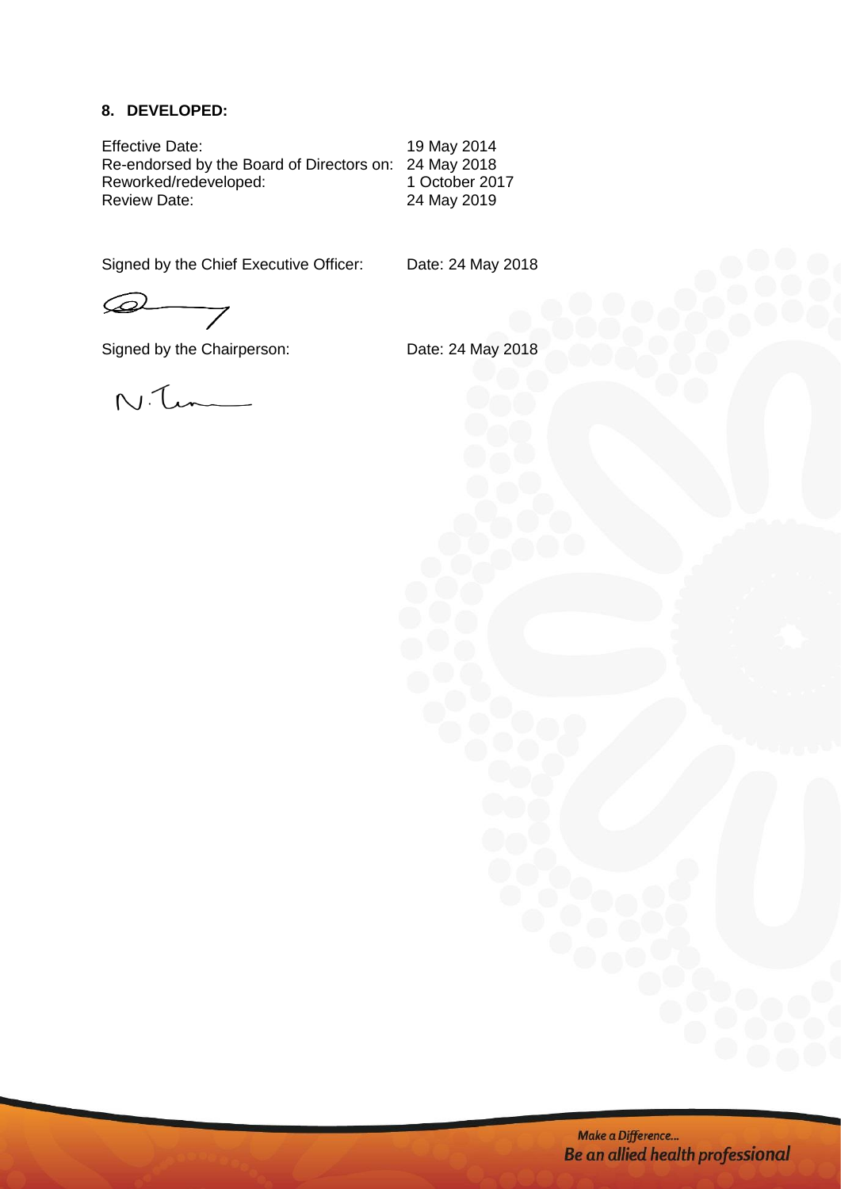## 8. DEVELOPED:

| | |
|---|---|
| Effective Date: | 19 May 2014 |
| Re-endorsed by the Board of Directors on: | 24 May 2018 |
| Reworked/redeveloped: | 1 October 2017 |
| Review Date: | 24 May 2019 |

Signed by the Chief Executive Officer: Date: 24 May 2018

Signed by the Chairperson: Date: 24 May 2018